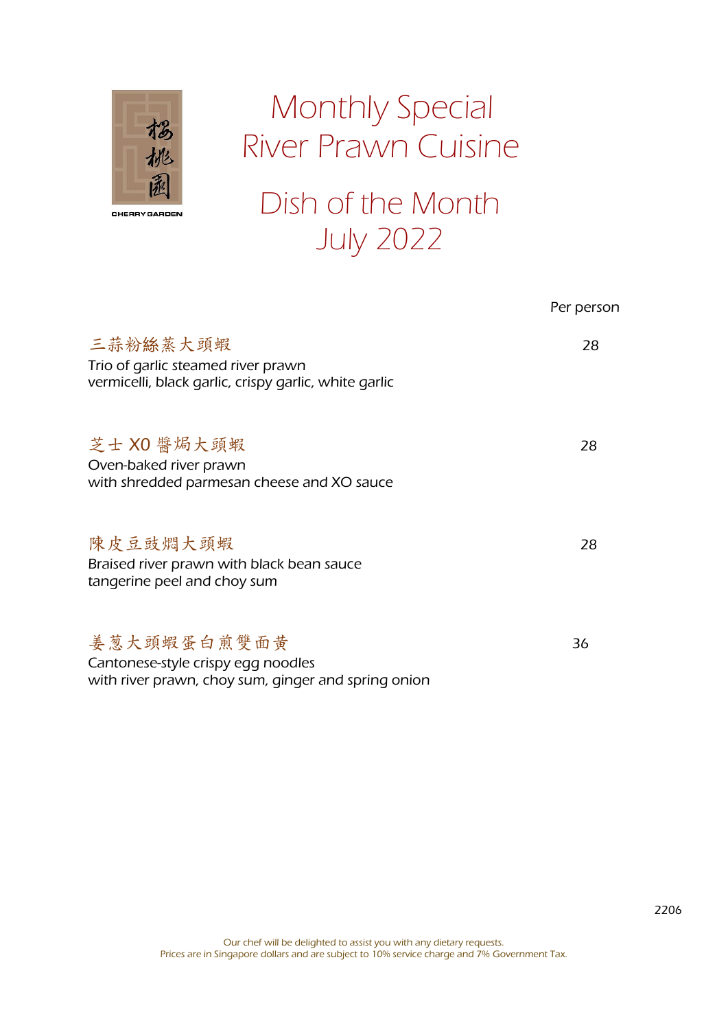櫻桃園

CHERRY GARDEN

# Monthly Special
# River Prawn Cuisine

## Dish of the Month
## July 2022

Per person

**三蒜粉絲蒸大頭蝦** — 28

Trio of garlic steamed river prawn
vermicelli, black garlic, crispy garlic, white garlic

**芝士 XO 醬焗大頭蝦** — 28

Oven-baked river prawn
with shredded parmesan cheese and XO sauce

**陳皮豆豉焖大頭蝦** — 28

Braised river prawn with black bean sauce
tangerine peel and choy sum

**姜葱大頭蝦蛋白煎雙面黄** — 36

Cantonese-style crispy egg noodles
with river prawn, choy sum, ginger and spring onion

2206

Our chef will be delighted to assist you with any dietary requests.
Prices are in Singapore dollars and are subject to 10% service charge and 7% Government Tax.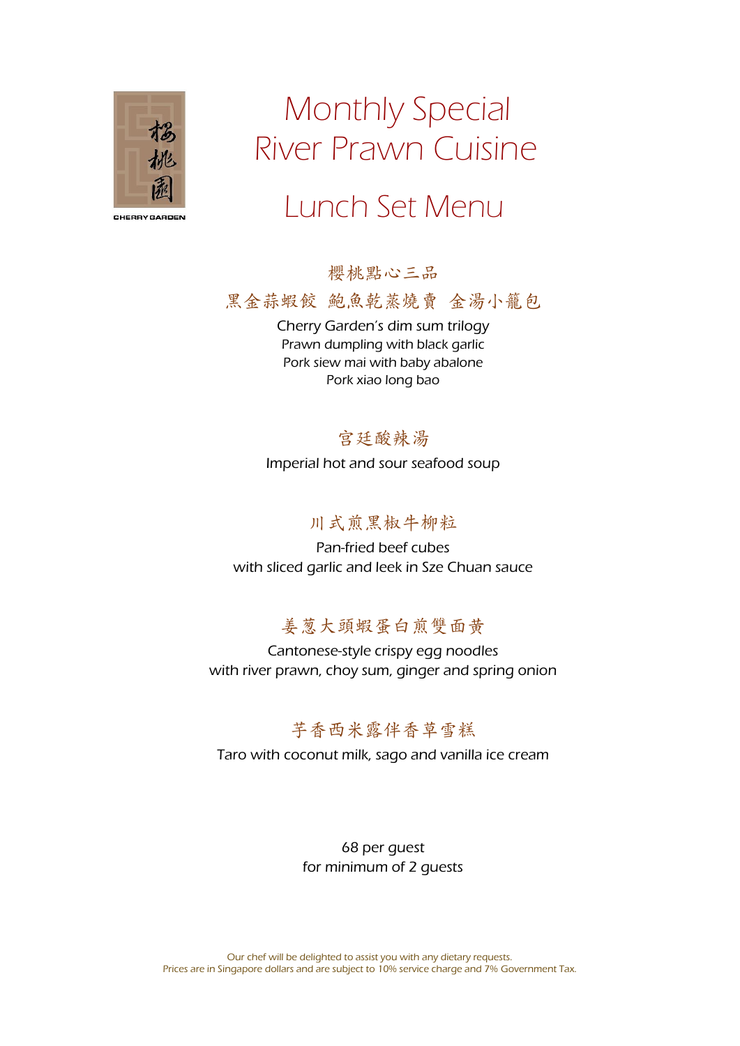櫻桃園

CHERRY GARDEN

# Monthly Special River Prawn Cuisine

# Lunch Set Menu

櫻桃點心三品

黑金蒜蝦餃 鮑魚乾蒸燒賣 金湯小籠包

Cherry Garden's dim sum trilogy
Prawn dumpling with black garlic
Pork siew mai with baby abalone
Pork xiao long bao

宮廷酸辣湯

Imperial hot and sour seafood soup

川式煎黑椒牛柳粒

Pan-fried beef cubes
with sliced garlic and leek in Sze Chuan sauce

姜葱大頭蝦蛋白煎雙面黄

Cantonese-style crispy egg noodles
with river prawn, choy sum, ginger and spring onion

芋香西米露伴香草雪糕

Taro with coconut milk, sago and vanilla ice cream

68 per guest
for minimum of 2 guests

Our chef will be delighted to assist you with any dietary requests.
Prices are in Singapore dollars and are subject to 10% service charge and 7% Government Tax.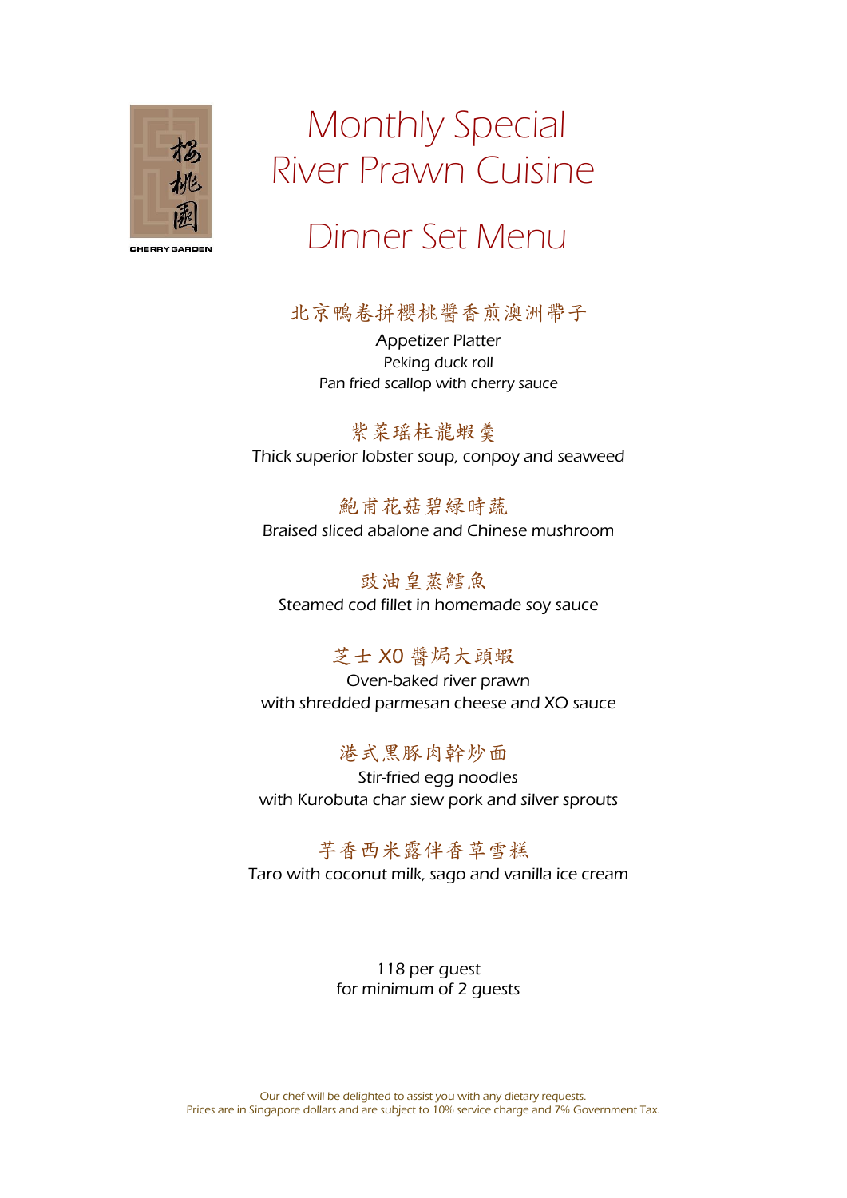櫻桃園

CHERRY GARDEN

# Monthly Special
# River Prawn Cuisine

## Dinner Set Menu

北京鴨卷拼櫻桃醬香煎澳洲帶子

Appetizer Platter
Peking duck roll
Pan fried scallop with cherry sauce

紫菜瑤柱龍蝦羹

Thick superior lobster soup, conpoy and seaweed

鮑甫花菇碧緑時蔬

Braised sliced abalone and Chinese mushroom

豉油皇蒸鱈魚

Steamed cod fillet in homemade soy sauce

芝士 XO 醬焗大頭蝦

Oven-baked river prawn
with shredded parmesan cheese and XO sauce

港式黑豚肉幹炒面

Stir-fried egg noodles
with Kurobuta char siew pork and silver sprouts

芋香西米露伴香草雪糕

Taro with coconut milk, sago and vanilla ice cream

118 per guest
for minimum of 2 guests

Our chef will be delighted to assist you with any dietary requests.
Prices are in Singapore dollars and are subject to 10% service charge and 7% Government Tax.